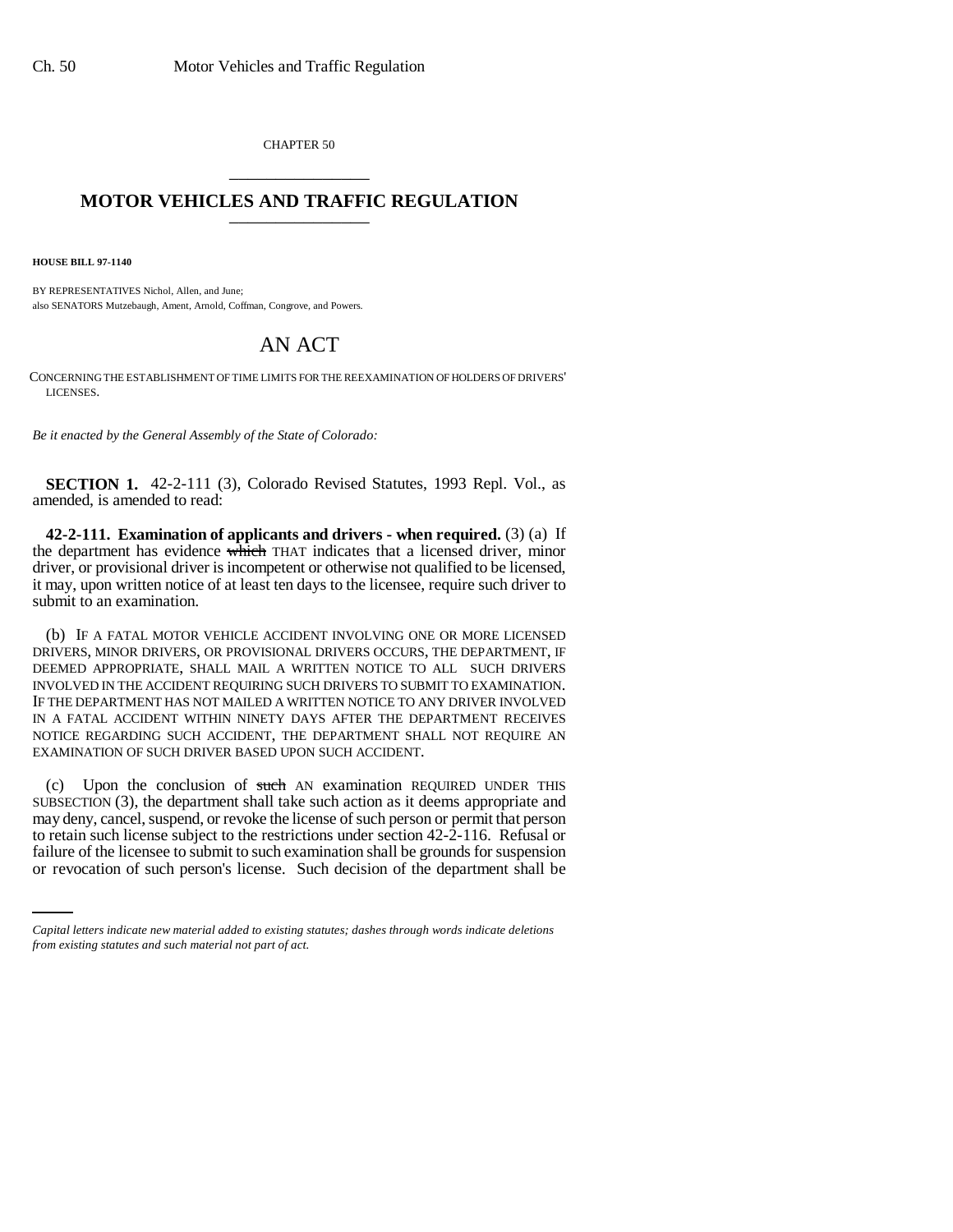CHAPTER 50

# MOTOR VEHICLES AND TRAFFIC REGULATION

**HOUSE BILL 97-1140**

BY REPRESENTATIVES Nichol, Allen, and June;
also SENATORS Mutzebaugh, Ament, Arnold, Coffman, Congrove, and Powers.

# AN ACT

CONCERNING THE ESTABLISHMENT OF TIME LIMITS FOR THE REEXAMINATION OF HOLDERS OF DRIVERS' LICENSES.

*Be it enacted by the General Assembly of the State of Colorado:*

**SECTION 1.** 42-2-111 (3), Colorado Revised Statutes, 1993 Repl. Vol., as amended, is amended to read:

**42-2-111. Examination of applicants and drivers - when required.** (3) (a) If the department has evidence ~~which~~ THAT indicates that a licensed driver, minor driver, or provisional driver is incompetent or otherwise not qualified to be licensed, it may, upon written notice of at least ten days to the licensee, require such driver to submit to an examination.

(b) IF A FATAL MOTOR VEHICLE ACCIDENT INVOLVING ONE OR MORE LICENSED DRIVERS, MINOR DRIVERS, OR PROVISIONAL DRIVERS OCCURS, THE DEPARTMENT, IF DEEMED APPROPRIATE, SHALL MAIL A WRITTEN NOTICE TO ALL SUCH DRIVERS INVOLVED IN THE ACCIDENT REQUIRING SUCH DRIVERS TO SUBMIT TO EXAMINATION. IF THE DEPARTMENT HAS NOT MAILED A WRITTEN NOTICE TO ANY DRIVER INVOLVED IN A FATAL ACCIDENT WITHIN NINETY DAYS AFTER THE DEPARTMENT RECEIVES NOTICE REGARDING SUCH ACCIDENT, THE DEPARTMENT SHALL NOT REQUIRE AN EXAMINATION OF SUCH DRIVER BASED UPON SUCH ACCIDENT.

(c) Upon the conclusion of ~~such~~ AN examination REQUIRED UNDER THIS SUBSECTION (3), the department shall take such action as it deems appropriate and may deny, cancel, suspend, or revoke the license of such person or permit that person to retain such license subject to the restrictions under section 42-2-116. Refusal or failure of the licensee to submit to such examination shall be grounds for suspension or revocation of such person's license. Such decision of the department shall be

*Capital letters indicate new material added to existing statutes; dashes through words indicate deletions from existing statutes and such material not part of act.*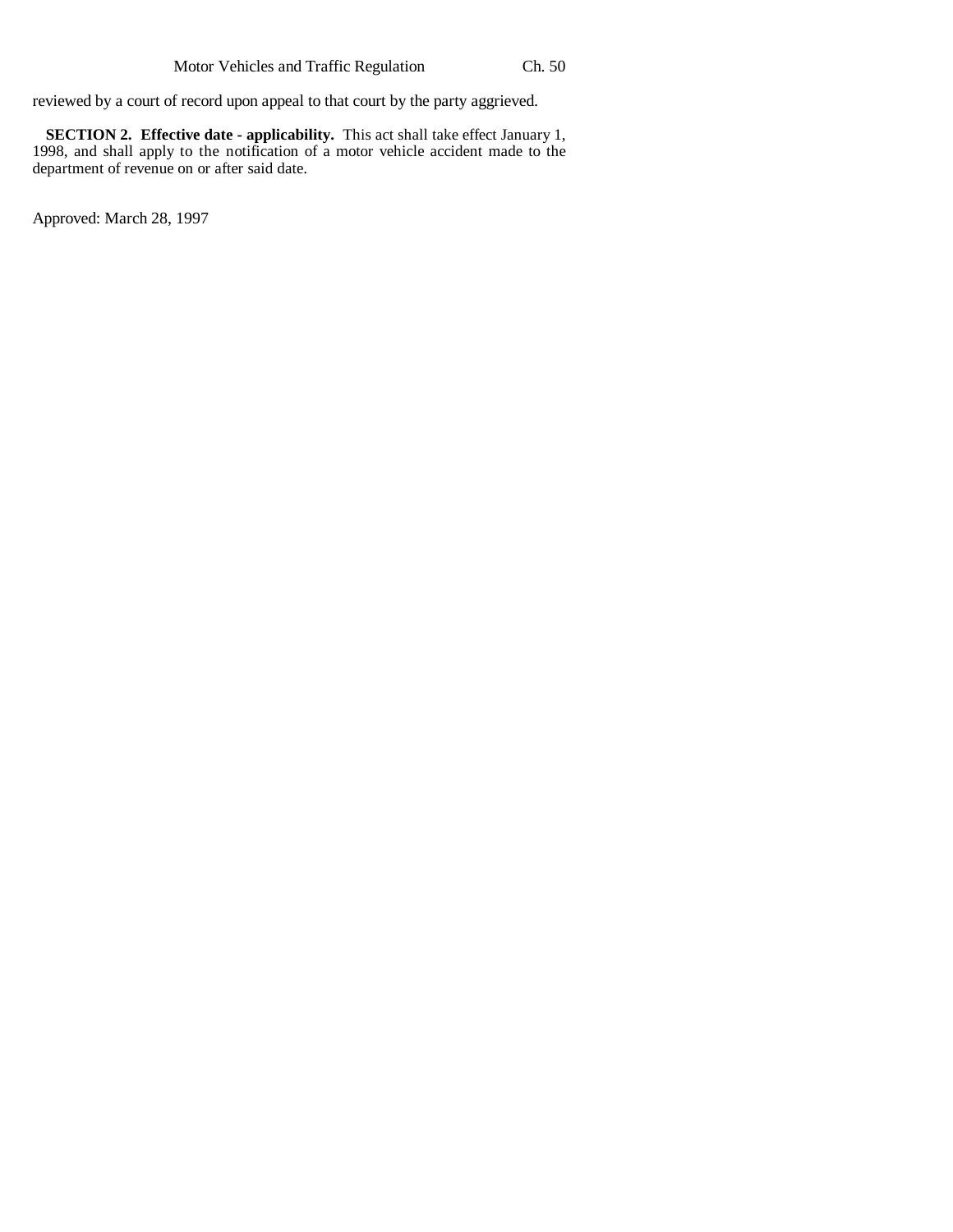reviewed by a court of record upon appeal to that court by the party aggrieved.

**SECTION 2. Effective date - applicability.** This act shall take effect January 1, 1998, and shall apply to the notification of a motor vehicle accident made to the department of revenue on or after said date.

Approved: March 28, 1997